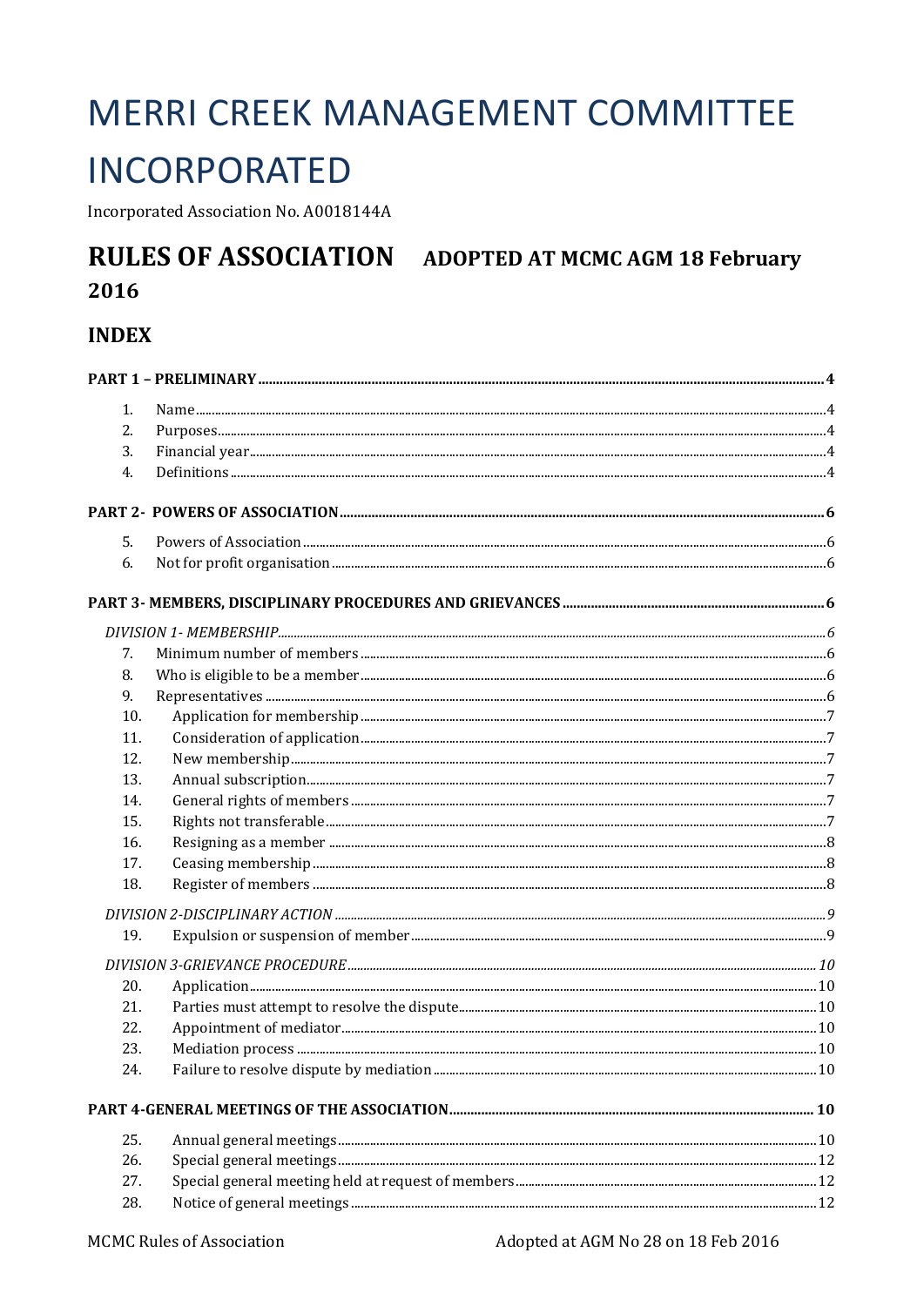# MERRI CREEK MANAGEMENT COMMITTEE INCORPORATED

Incorporated Association No. A0018144A

## RULES OF ASSOCIATION ADOPTED AT MCMC AGM 18 February 2016

## INDEX

**PART 1 – PRELIMINARY** ........ 4

1. Name ........ 4
2. Purposes ........ 4
3. Financial year ........ 4
4. Definitions ........ 4

**PART 2- POWERS OF ASSOCIATION** ........ 6

5. Powers of Association ........ 6
6. Not for profit organisation ........ 6

**PART 3- MEMBERS, DISCIPLINARY PROCEDURES AND GRIEVANCES** ........ 6

*DIVISION 1- MEMBERSHIP* ........ 6

7. Minimum number of members ........ 6
8. Who is eligible to be a member ........ 6
9. Representatives ........ 6
10. Application for membership ........ 7
11. Consideration of application ........ 7
12. New membership ........ 7
13. Annual subscription ........ 7
14. General rights of members ........ 7
15. Rights not transferable ........ 7
16. Resigning as a member ........ 8
17. Ceasing membership ........ 8
18. Register of members ........ 8

*DIVISION 2-DISCIPLINARY ACTION* ........ 9

19. Expulsion or suspension of member ........ 9

*DIVISION 3-GRIEVANCE PROCEDURE* ........ 10

20. Application ........ 10
21. Parties must attempt to resolve the dispute ........ 10
22. Appointment of mediator ........ 10
23. Mediation process ........ 10
24. Failure to resolve dispute by mediation ........ 10

**PART 4-GENERAL MEETINGS OF THE ASSOCIATION** ........ 10

25. Annual general meetings ........ 10
26. Special general meetings ........ 12
27. Special general meeting held at request of members ........ 12
28. Notice of general meetings ........ 12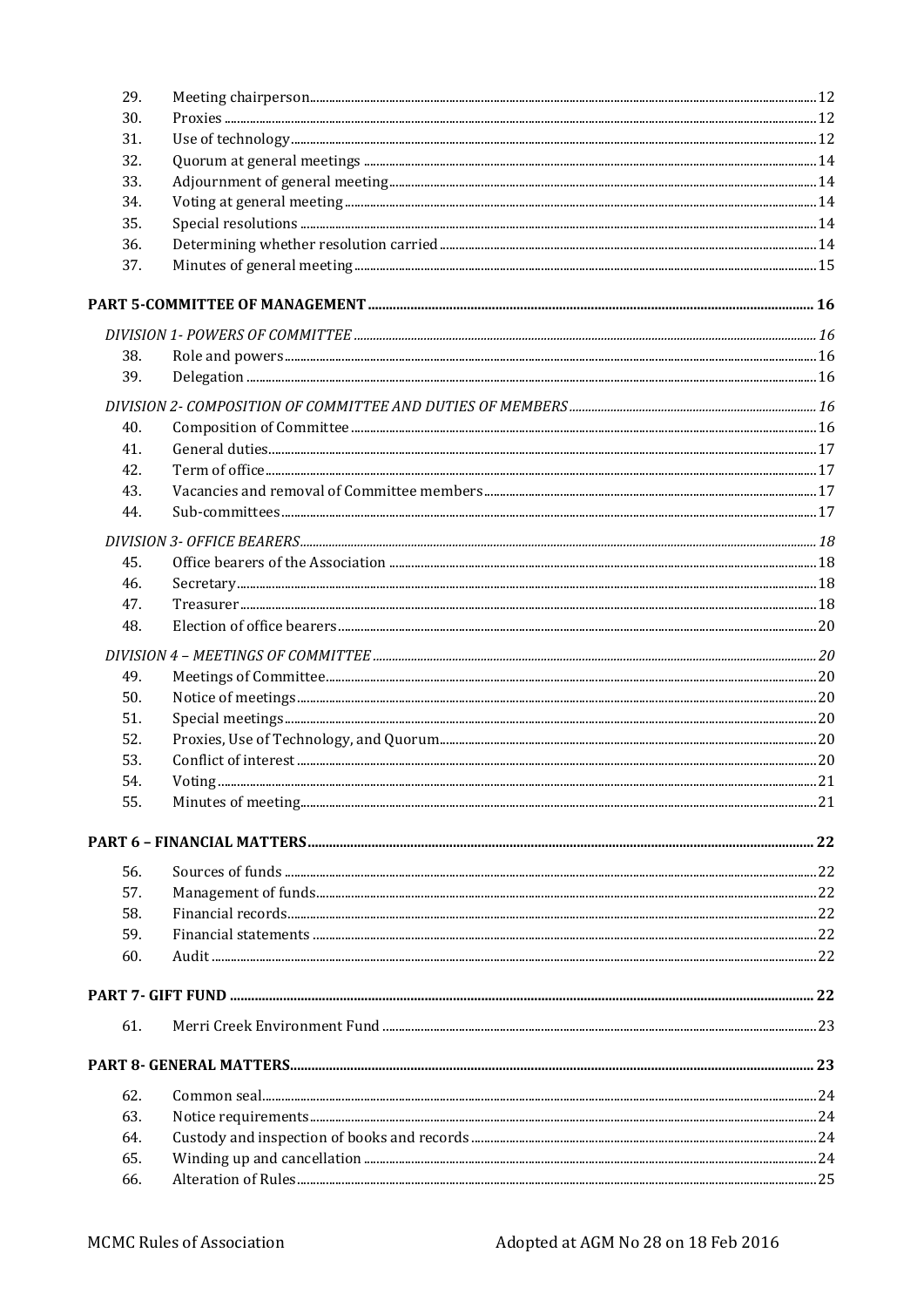| | | |
|---|---|---|
| 29. | Meeting chairperson | 12 |
| 30. | Proxies | 12 |
| 31. | Use of technology | 12 |
| 32. | Quorum at general meetings | 14 |
| 33. | Adjournment of general meeting | 14 |
| 34. | Voting at general meeting | 14 |
| 35. | Special resolutions | 14 |
| 36. | Determining whether resolution carried | 14 |
| 37. | Minutes of general meeting | 15 |

**PART 5-COMMITTEE OF MANAGEMENT** ..... 16

*DIVISION 1- POWERS OF COMMITTEE* ..... 16

| | | |
|---|---|---|
| 38. | Role and powers | 16 |
| 39. | Delegation | 16 |

*DIVISION 2- COMPOSITION OF COMMITTEE AND DUTIES OF MEMBERS* ..... 16

| | | |
|---|---|---|
| 40. | Composition of Committee | 16 |
| 41. | General duties | 17 |
| 42. | Term of office | 17 |
| 43. | Vacancies and removal of Committee members | 17 |
| 44. | Sub-committees | 17 |

*DIVISION 3- OFFICE BEARERS* ..... 18

| | | |
|---|---|---|
| 45. | Office bearers of the Association | 18 |
| 46. | Secretary | 18 |
| 47. | Treasurer | 18 |
| 48. | Election of office bearers | 20 |

*DIVISION 4 – MEETINGS OF COMMITTEE* ..... 20

| | | |
|---|---|---|
| 49. | Meetings of Committee | 20 |
| 50. | Notice of meetings | 20 |
| 51. | Special meetings | 20 |
| 52. | Proxies, Use of Technology, and Quorum | 20 |
| 53. | Conflict of interest | 20 |
| 54. | Voting | 21 |
| 55. | Minutes of meeting | 21 |

**PART 6 – FINANCIAL MATTERS** ..... 22

| | | |
|---|---|---|
| 56. | Sources of funds | 22 |
| 57. | Management of funds | 22 |
| 58. | Financial records | 22 |
| 59. | Financial statements | 22 |
| 60. | Audit | 22 |

**PART 7- GIFT FUND** ..... 22

| | | |
|---|---|---|
| 61. | Merri Creek Environment Fund | 23 |

**PART 8- GENERAL MATTERS** ..... 23

| | | |
|---|---|---|
| 62. | Common seal | 24 |
| 63. | Notice requirements | 24 |
| 64. | Custody and inspection of books and records | 24 |
| 65. | Winding up and cancellation | 24 |
| 66. | Alteration of Rules | 25 |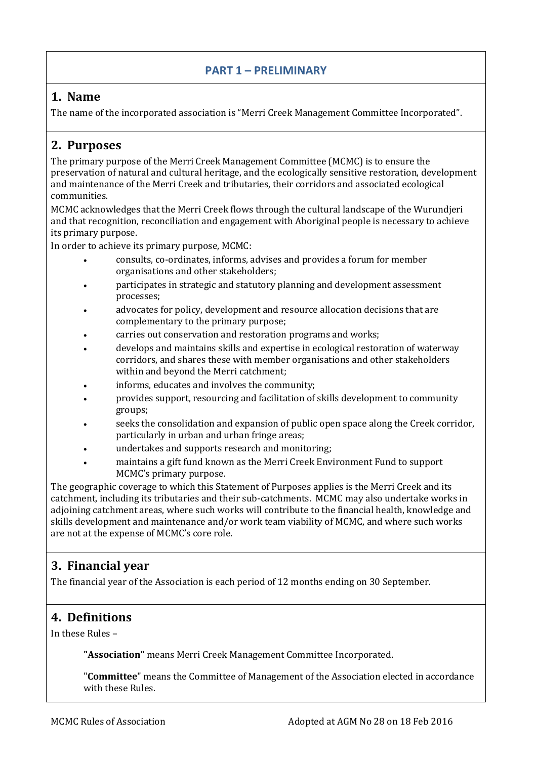## PART 1 – PRELIMINARY

### 1. Name

The name of the incorporated association is "Merri Creek Management Committee Incorporated".

### 2. Purposes

The primary purpose of the Merri Creek Management Committee (MCMC) is to ensure the preservation of natural and cultural heritage, and the ecologically sensitive restoration, development and maintenance of the Merri Creek and tributaries, their corridors and associated ecological communities.

MCMC acknowledges that the Merri Creek flows through the cultural landscape of the Wurundjeri and that recognition, reconciliation and engagement with Aboriginal people is necessary to achieve its primary purpose.

In order to achieve its primary purpose, MCMC:

- consults, co-ordinates, informs, advises and provides a forum for member organisations and other stakeholders;
- participates in strategic and statutory planning and development assessment processes;
- advocates for policy, development and resource allocation decisions that are complementary to the primary purpose;
- carries out conservation and restoration programs and works;
- develops and maintains skills and expertise in ecological restoration of waterway corridors, and shares these with member organisations and other stakeholders within and beyond the Merri catchment;
- informs, educates and involves the community;
- provides support, resourcing and facilitation of skills development to community groups;
- seeks the consolidation and expansion of public open space along the Creek corridor, particularly in urban and urban fringe areas;
- undertakes and supports research and monitoring;
- maintains a gift fund known as the Merri Creek Environment Fund to support MCMC's primary purpose.

The geographic coverage to which this Statement of Purposes applies is the Merri Creek and its catchment, including its tributaries and their sub-catchments. MCMC may also undertake works in adjoining catchment areas, where such works will contribute to the financial health, knowledge and skills development and maintenance and/or work team viability of MCMC, and where such works are not at the expense of MCMC's core role.

### 3. Financial year

The financial year of the Association is each period of 12 months ending on 30 September.

### 4. Definitions

In these Rules –

**"Association"** means Merri Creek Management Committee Incorporated.

"**Committee**" means the Committee of Management of the Association elected in accordance with these Rules.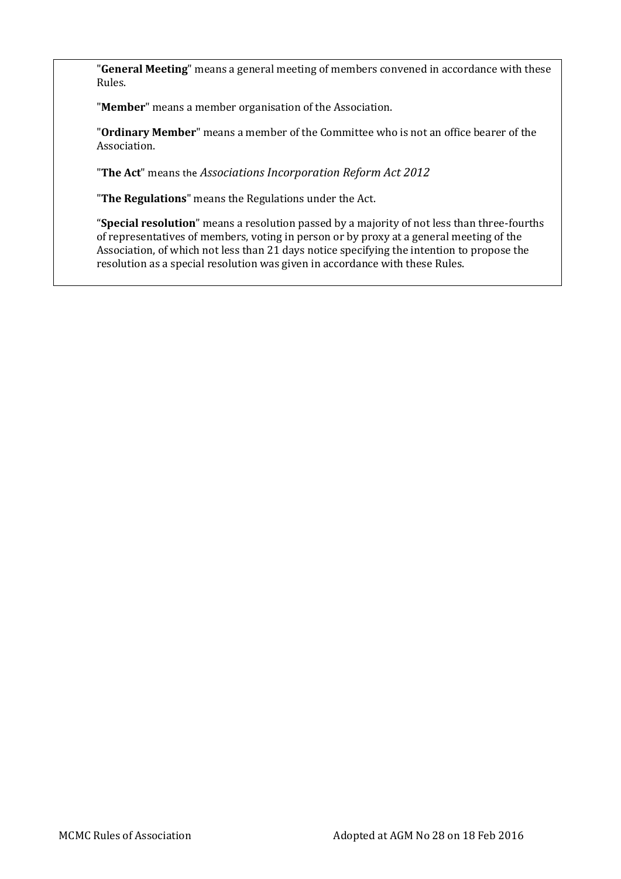"**General Meeting**" means a general meeting of members convened in accordance with these Rules.

"**Member**" means a member organisation of the Association.

"**Ordinary Member**" means a member of the Committee who is not an office bearer of the Association.

"**The Act**" means the *Associations Incorporation Reform Act 2012*

"**The Regulations**" means the Regulations under the Act.

"**Special resolution**" means a resolution passed by a majority of not less than three-fourths of representatives of members, voting in person or by proxy at a general meeting of the Association, of which not less than 21 days notice specifying the intention to propose the resolution as a special resolution was given in accordance with these Rules.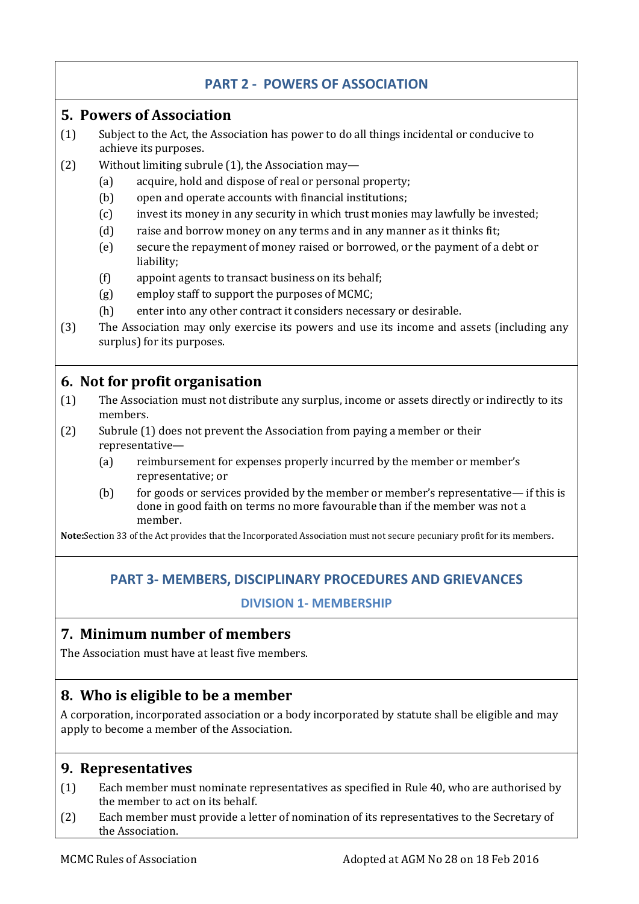## PART 2 - POWERS OF ASSOCIATION

### 5. Powers of Association

(1) Subject to the Act, the Association has power to do all things incidental or conducive to achieve its purposes.

(2) Without limiting subrule (1), the Association may—

- (a) acquire, hold and dispose of real or personal property;
- (b) open and operate accounts with financial institutions;
- (c) invest its money in any security in which trust monies may lawfully be invested;
- (d) raise and borrow money on any terms and in any manner as it thinks fit;
- (e) secure the repayment of money raised or borrowed, or the payment of a debt or liability;
- (f) appoint agents to transact business on its behalf;
- (g) employ staff to support the purposes of MCMC;
- (h) enter into any other contract it considers necessary or desirable.

(3) The Association may only exercise its powers and use its income and assets (including any surplus) for its purposes.

### 6. Not for profit organisation

(1) The Association must not distribute any surplus, income or assets directly or indirectly to its members.

(2) Subrule (1) does not prevent the Association from paying a member or their representative—

- (a) reimbursement for expenses properly incurred by the member or member's representative; or
- (b) for goods or services provided by the member or member's representative— if this is done in good faith on terms no more favourable than if the member was not a member.

**Note:** Section 33 of the Act provides that the Incorporated Association must not secure pecuniary profit for its members.

## PART 3- MEMBERS, DISCIPLINARY PROCEDURES AND GRIEVANCES

### DIVISION 1- MEMBERSHIP

### 7. Minimum number of members

The Association must have at least five members.

### 8. Who is eligible to be a member

A corporation, incorporated association or a body incorporated by statute shall be eligible and may apply to become a member of the Association.

### 9. Representatives

(1) Each member must nominate representatives as specified in Rule 40, who are authorised by the member to act on its behalf.

(2) Each member must provide a letter of nomination of its representatives to the Secretary of the Association.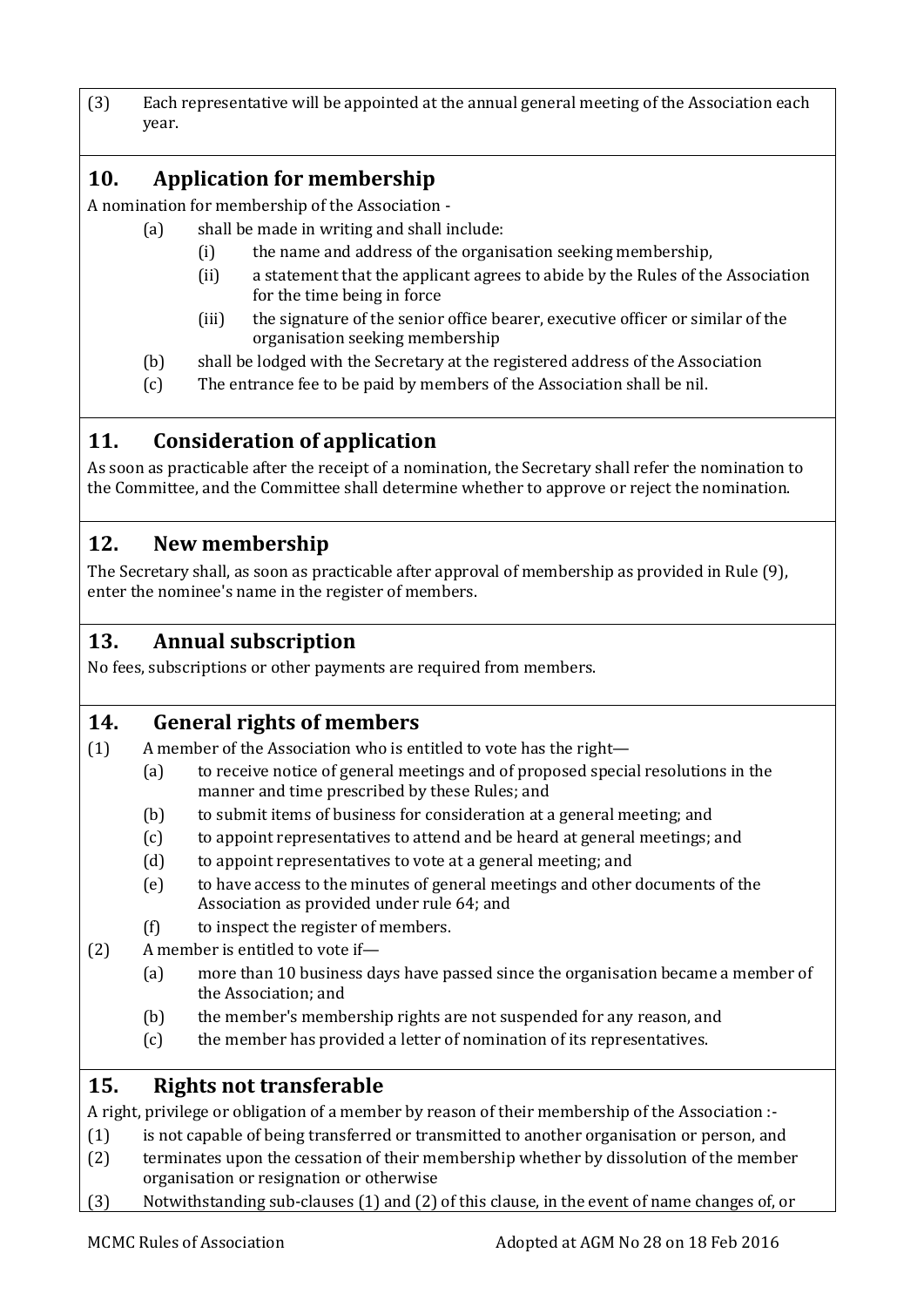(3) Each representative will be appointed at the annual general meeting of the Association each year.

## 10. Application for membership

A nomination for membership of the Association -

- (a) shall be made in writing and shall include:
  - (i) the name and address of the organisation seeking membership,
  - (ii) a statement that the applicant agrees to abide by the Rules of the Association for the time being in force
  - (iii) the signature of the senior office bearer, executive officer or similar of the organisation seeking membership
- (b) shall be lodged with the Secretary at the registered address of the Association
- (c) The entrance fee to be paid by members of the Association shall be nil.

## 11. Consideration of application

As soon as practicable after the receipt of a nomination, the Secretary shall refer the nomination to the Committee, and the Committee shall determine whether to approve or reject the nomination.

## 12. New membership

The Secretary shall, as soon as practicable after approval of membership as provided in Rule (9), enter the nominee's name in the register of members.

## 13. Annual subscription

No fees, subscriptions or other payments are required from members.

## 14. General rights of members

(1) A member of the Association who is entitled to vote has the right—

- (a) to receive notice of general meetings and of proposed special resolutions in the manner and time prescribed by these Rules; and
- (b) to submit items of business for consideration at a general meeting; and
- (c) to appoint representatives to attend and be heard at general meetings; and
- (d) to appoint representatives to vote at a general meeting; and
- (e) to have access to the minutes of general meetings and other documents of the Association as provided under rule 64; and
- (f) to inspect the register of members.

(2) A member is entitled to vote if—

- (a) more than 10 business days have passed since the organisation became a member of the Association; and
- (b) the member's membership rights are not suspended for any reason, and
- (c) the member has provided a letter of nomination of its representatives.

## 15. Rights not transferable

A right, privilege or obligation of a member by reason of their membership of the Association :-

(1) is not capable of being transferred or transmitted to another organisation or person, and

(2) terminates upon the cessation of their membership whether by dissolution of the member organisation or resignation or otherwise

(3) Notwithstanding sub-clauses (1) and (2) of this clause, in the event of name changes of, or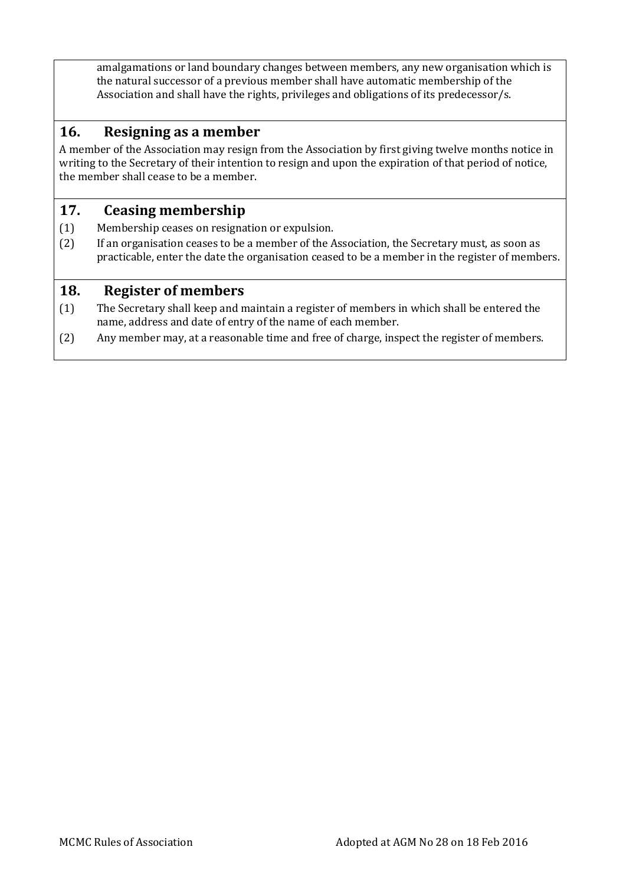amalgamations or land boundary changes between members, any new organisation which is the natural successor of a previous member shall have automatic membership of the Association and shall have the rights, privileges and obligations of its predecessor/s.

## 16. Resigning as a member

A member of the Association may resign from the Association by first giving twelve months notice in writing to the Secretary of their intention to resign and upon the expiration of that period of notice, the member shall cease to be a member.

## 17. Ceasing membership

(1) Membership ceases on resignation or expulsion.

(2) If an organisation ceases to be a member of the Association, the Secretary must, as soon as practicable, enter the date the organisation ceased to be a member in the register of members.

## 18. Register of members

(1) The Secretary shall keep and maintain a register of members in which shall be entered the name, address and date of entry of the name of each member.

(2) Any member may, at a reasonable time and free of charge, inspect the register of members.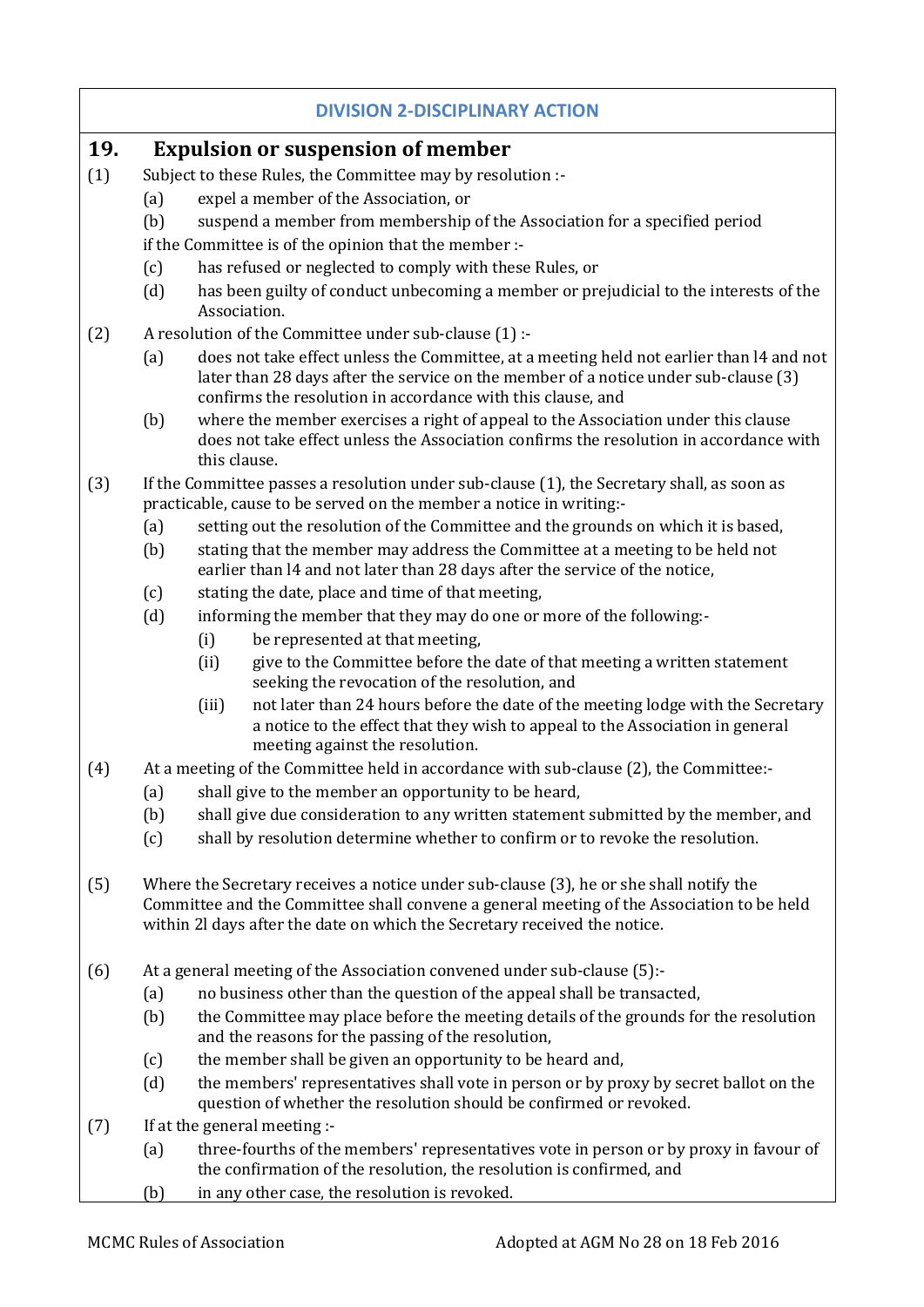## DIVISION 2-DISCIPLINARY ACTION

### 19. Expulsion or suspension of member

(1) Subject to these Rules, the Committee may by resolution :-

- (a) expel a member of the Association, or
- (b) suspend a member from membership of the Association for a specified period

if the Committee is of the opinion that the member :-

- (c) has refused or neglected to comply with these Rules, or
- (d) has been guilty of conduct unbecoming a member or prejudicial to the interests of the Association.

(2) A resolution of the Committee under sub-clause (1) :-

- (a) does not take effect unless the Committee, at a meeting held not earlier than l4 and not later than 28 days after the service on the member of a notice under sub-clause (3) confirms the resolution in accordance with this clause, and
- (b) where the member exercises a right of appeal to the Association under this clause does not take effect unless the Association confirms the resolution in accordance with this clause.

(3) If the Committee passes a resolution under sub-clause (1), the Secretary shall, as soon as practicable, cause to be served on the member a notice in writing:-

- (a) setting out the resolution of the Committee and the grounds on which it is based,
- (b) stating that the member may address the Committee at a meeting to be held not earlier than l4 and not later than 28 days after the service of the notice,
- (c) stating the date, place and time of that meeting,
- (d) informing the member that they may do one or more of the following:-
  - (i) be represented at that meeting,
  - (ii) give to the Committee before the date of that meeting a written statement seeking the revocation of the resolution, and
  - (iii) not later than 24 hours before the date of the meeting lodge with the Secretary a notice to the effect that they wish to appeal to the Association in general meeting against the resolution.

(4) At a meeting of the Committee held in accordance with sub-clause (2), the Committee:-

- (a) shall give to the member an opportunity to be heard,
- (b) shall give due consideration to any written statement submitted by the member, and
- (c) shall by resolution determine whether to confirm or to revoke the resolution.

(5) Where the Secretary receives a notice under sub-clause (3), he or she shall notify the Committee and the Committee shall convene a general meeting of the Association to be held within 2l days after the date on which the Secretary received the notice.

(6) At a general meeting of the Association convened under sub-clause (5):-

- (a) no business other than the question of the appeal shall be transacted,
- (b) the Committee may place before the meeting details of the grounds for the resolution and the reasons for the passing of the resolution,
- (c) the member shall be given an opportunity to be heard and,
- (d) the members' representatives shall vote in person or by proxy by secret ballot on the question of whether the resolution should be confirmed or revoked.

(7) If at the general meeting :-

- (a) three-fourths of the members' representatives vote in person or by proxy in favour of the confirmation of the resolution, the resolution is confirmed, and
- (b) in any other case, the resolution is revoked.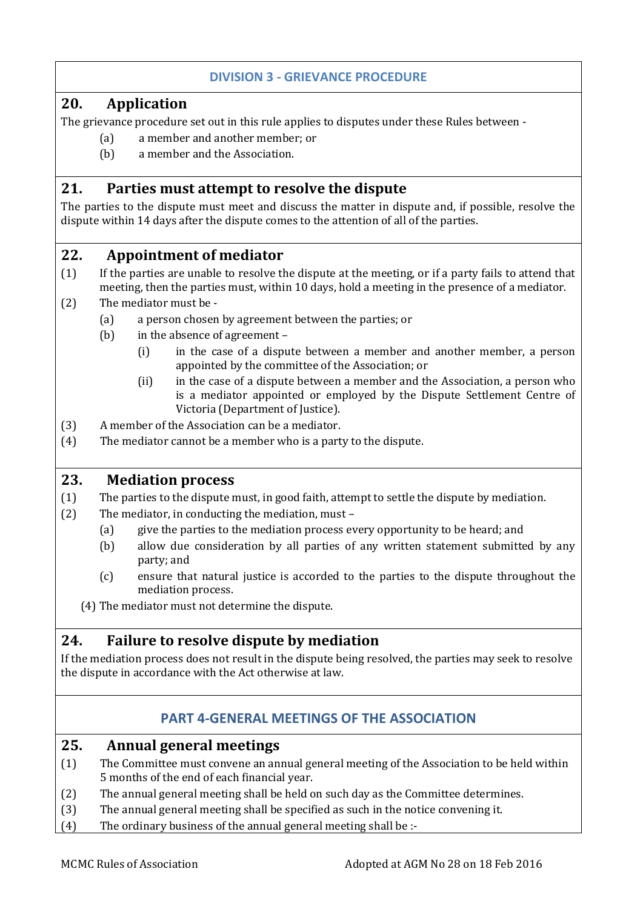## DIVISION 3 - GRIEVANCE PROCEDURE

### 20. Application

The grievance procedure set out in this rule applies to disputes under these Rules between -

(a) a member and another member; or

(b) a member and the Association.

### 21. Parties must attempt to resolve the dispute

The parties to the dispute must meet and discuss the matter in dispute and, if possible, resolve the dispute within 14 days after the dispute comes to the attention of all of the parties.

### 22. Appointment of mediator

(1) If the parties are unable to resolve the dispute at the meeting, or if a party fails to attend that meeting, then the parties must, within 10 days, hold a meeting in the presence of a mediator.

(2) The mediator must be -

- (a) a person chosen by agreement between the parties; or
- (b) in the absence of agreement –
  - (i) in the case of a dispute between a member and another member, a person appointed by the committee of the Association; or
  - (ii) in the case of a dispute between a member and the Association, a person who is a mediator appointed or employed by the Dispute Settlement Centre of Victoria (Department of Justice).

(3) A member of the Association can be a mediator.

(4) The mediator cannot be a member who is a party to the dispute.

### 23. Mediation process

(1) The parties to the dispute must, in good faith, attempt to settle the dispute by mediation.

(2) The mediator, in conducting the mediation, must –

- (a) give the parties to the mediation process every opportunity to be heard; and
- (b) allow due consideration by all parties of any written statement submitted by any party; and
- (c) ensure that natural justice is accorded to the parties to the dispute throughout the mediation process.

(4) The mediator must not determine the dispute.

### 24. Failure to resolve dispute by mediation

If the mediation process does not result in the dispute being resolved, the parties may seek to resolve the dispute in accordance with the Act otherwise at law.

## PART 4-GENERAL MEETINGS OF THE ASSOCIATION

### 25. Annual general meetings

(1) The Committee must convene an annual general meeting of the Association to be held within 5 months of the end of each financial year.

(2) The annual general meeting shall be held on such day as the Committee determines.

(3) The annual general meeting shall be specified as such in the notice convening it.

(4) The ordinary business of the annual general meeting shall be :-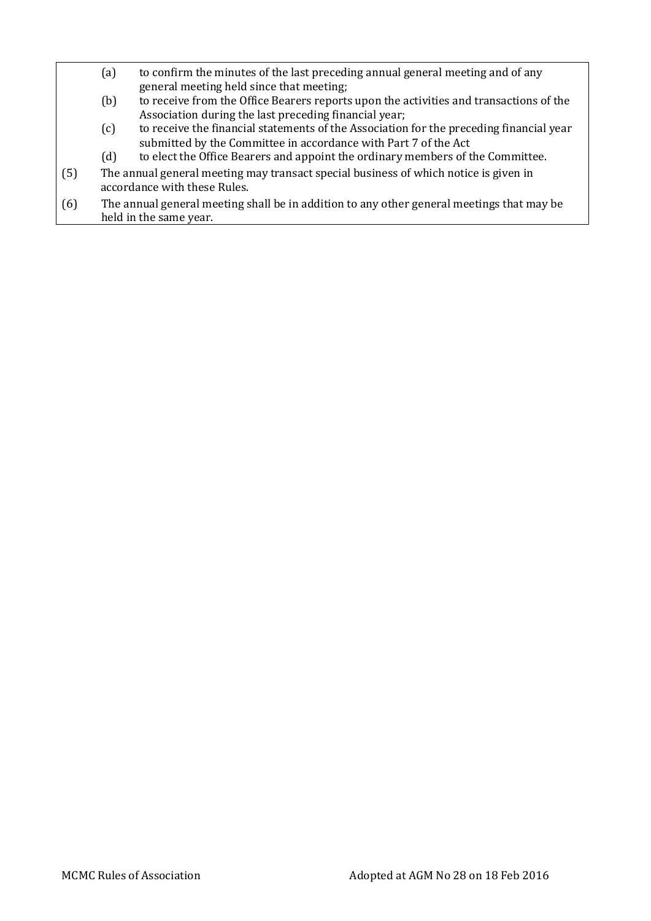(a) to confirm the minutes of the last preceding annual general meeting and of any general meeting held since that meeting;

(b) to receive from the Office Bearers reports upon the activities and transactions of the Association during the last preceding financial year;

(c) to receive the financial statements of the Association for the preceding financial year submitted by the Committee in accordance with Part 7 of the Act

(d) to elect the Office Bearers and appoint the ordinary members of the Committee.

(5) The annual general meeting may transact special business of which notice is given in accordance with these Rules.

(6) The annual general meeting shall be in addition to any other general meetings that may be held in the same year.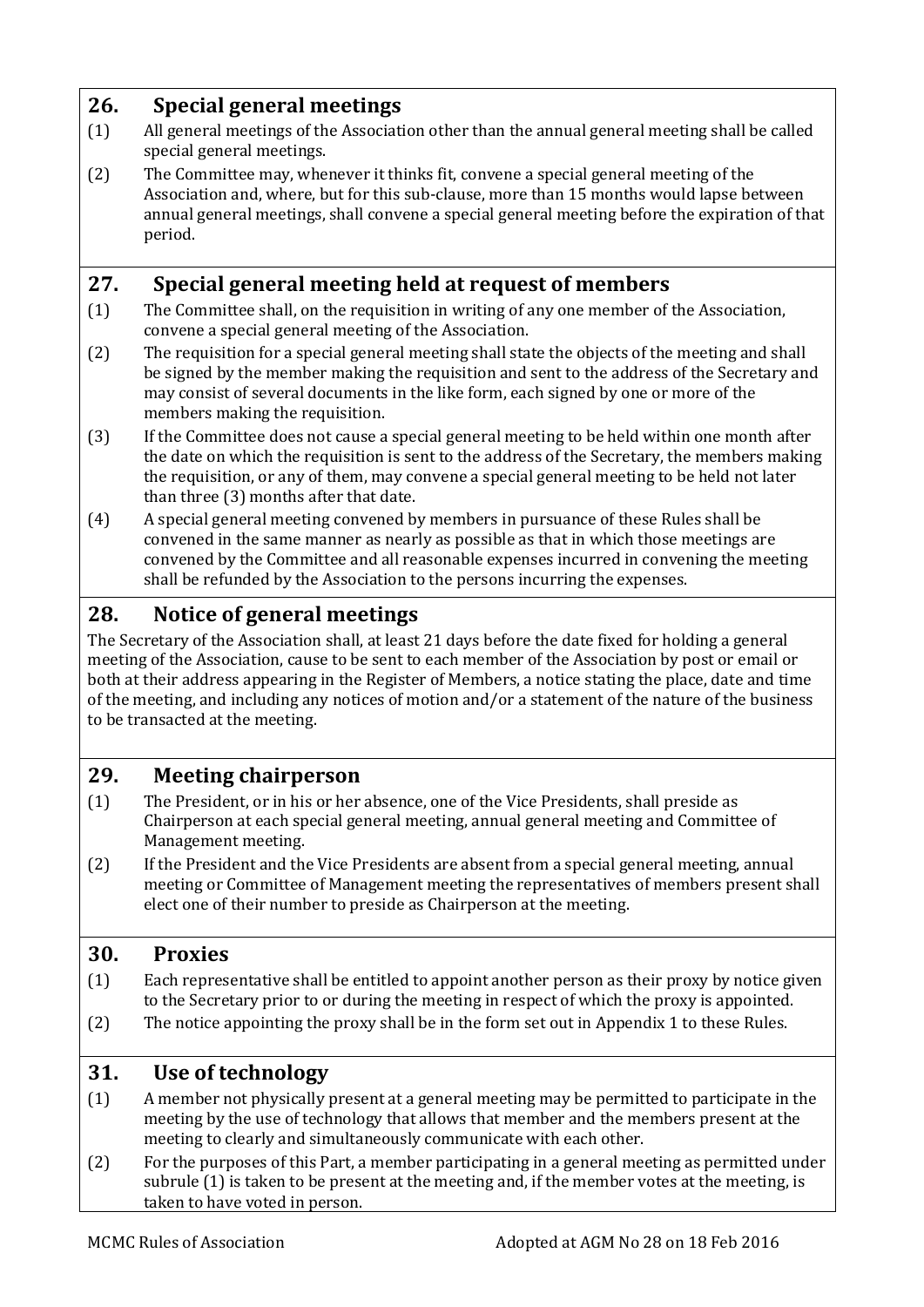## 26. Special general meetings

(1) All general meetings of the Association other than the annual general meeting shall be called special general meetings.

(2) The Committee may, whenever it thinks fit, convene a special general meeting of the Association and, where, but for this sub-clause, more than 15 months would lapse between annual general meetings, shall convene a special general meeting before the expiration of that period.

## 27. Special general meeting held at request of members

(1) The Committee shall, on the requisition in writing of any one member of the Association, convene a special general meeting of the Association.

(2) The requisition for a special general meeting shall state the objects of the meeting and shall be signed by the member making the requisition and sent to the address of the Secretary and may consist of several documents in the like form, each signed by one or more of the members making the requisition.

(3) If the Committee does not cause a special general meeting to be held within one month after the date on which the requisition is sent to the address of the Secretary, the members making the requisition, or any of them, may convene a special general meeting to be held not later than three (3) months after that date.

(4) A special general meeting convened by members in pursuance of these Rules shall be convened in the same manner as nearly as possible as that in which those meetings are convened by the Committee and all reasonable expenses incurred in convening the meeting shall be refunded by the Association to the persons incurring the expenses.

## 28. Notice of general meetings

The Secretary of the Association shall, at least 21 days before the date fixed for holding a general meeting of the Association, cause to be sent to each member of the Association by post or email or both at their address appearing in the Register of Members, a notice stating the place, date and time of the meeting, and including any notices of motion and/or a statement of the nature of the business to be transacted at the meeting.

## 29. Meeting chairperson

(1) The President, or in his or her absence, one of the Vice Presidents, shall preside as Chairperson at each special general meeting, annual general meeting and Committee of Management meeting.

(2) If the President and the Vice Presidents are absent from a special general meeting, annual meeting or Committee of Management meeting the representatives of members present shall elect one of their number to preside as Chairperson at the meeting.

## 30. Proxies

(1) Each representative shall be entitled to appoint another person as their proxy by notice given to the Secretary prior to or during the meeting in respect of which the proxy is appointed.

(2) The notice appointing the proxy shall be in the form set out in Appendix 1 to these Rules.

## 31. Use of technology

(1) A member not physically present at a general meeting may be permitted to participate in the meeting by the use of technology that allows that member and the members present at the meeting to clearly and simultaneously communicate with each other.

(2) For the purposes of this Part, a member participating in a general meeting as permitted under subrule (1) is taken to be present at the meeting and, if the member votes at the meeting, is taken to have voted in person.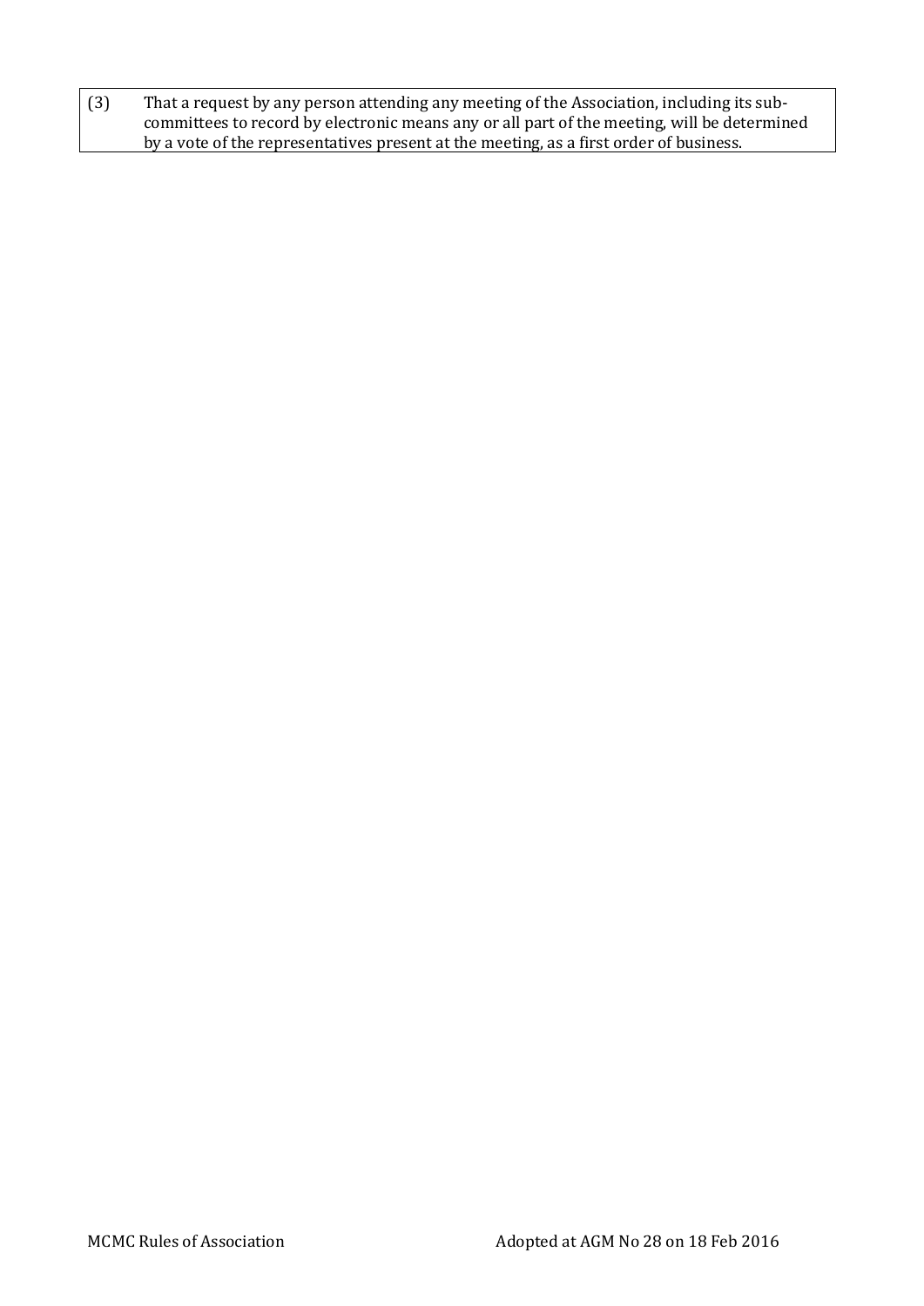| (3) | That a request by any person attending any meeting of the Association, including its sub-committees to record by electronic means any or all part of the meeting, will be determined by a vote of the representatives present at the meeting, as a first order of business. |
| --- | --- |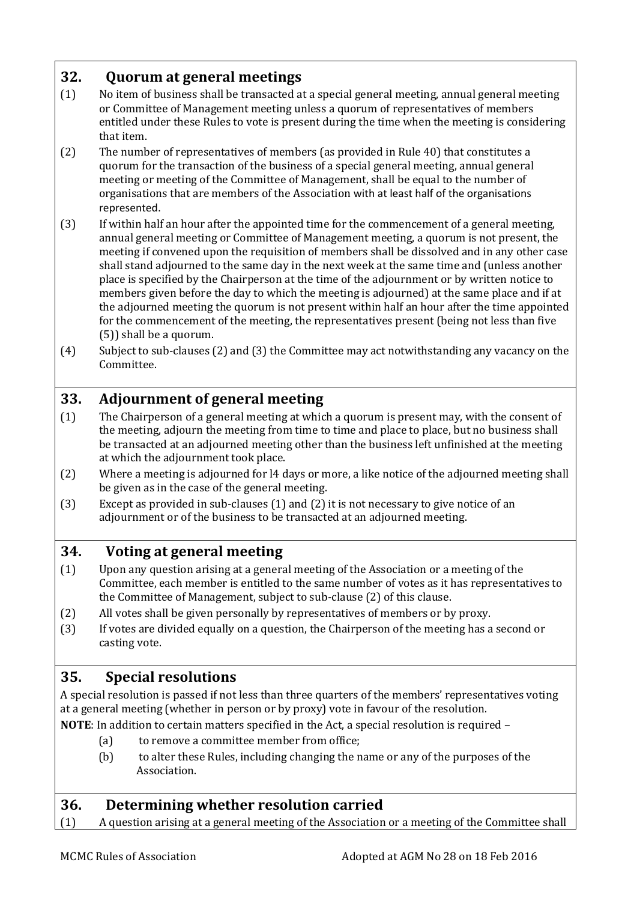## 32. Quorum at general meetings

(1) No item of business shall be transacted at a special general meeting, annual general meeting or Committee of Management meeting unless a quorum of representatives of members entitled under these Rules to vote is present during the time when the meeting is considering that item.

(2) The number of representatives of members (as provided in Rule 40) that constitutes a quorum for the transaction of the business of a special general meeting, annual general meeting or meeting of the Committee of Management, shall be equal to the number of organisations that are members of the Association with at least half of the organisations represented.

(3) If within half an hour after the appointed time for the commencement of a general meeting, annual general meeting or Committee of Management meeting, a quorum is not present, the meeting if convened upon the requisition of members shall be dissolved and in any other case shall stand adjourned to the same day in the next week at the same time and (unless another place is specified by the Chairperson at the time of the adjournment or by written notice to members given before the day to which the meeting is adjourned) at the same place and if at the adjourned meeting the quorum is not present within half an hour after the time appointed for the commencement of the meeting, the representatives present (being not less than five (5)) shall be a quorum.

(4) Subject to sub-clauses (2) and (3) the Committee may act notwithstanding any vacancy on the Committee.

## 33. Adjournment of general meeting

(1) The Chairperson of a general meeting at which a quorum is present may, with the consent of the meeting, adjourn the meeting from time to time and place to place, but no business shall be transacted at an adjourned meeting other than the business left unfinished at the meeting at which the adjournment took place.

(2) Where a meeting is adjourned for l4 days or more, a like notice of the adjourned meeting shall be given as in the case of the general meeting.

(3) Except as provided in sub-clauses (1) and (2) it is not necessary to give notice of an adjournment or of the business to be transacted at an adjourned meeting.

## 34. Voting at general meeting

(1) Upon any question arising at a general meeting of the Association or a meeting of the Committee, each member is entitled to the same number of votes as it has representatives to the Committee of Management, subject to sub-clause (2) of this clause.

(2) All votes shall be given personally by representatives of members or by proxy.

(3) If votes are divided equally on a question, the Chairperson of the meeting has a second or casting vote.

## 35. Special resolutions

A special resolution is passed if not less than three quarters of the members' representatives voting at a general meeting (whether in person or by proxy) vote in favour of the resolution.

**NOTE**: In addition to certain matters specified in the Act, a special resolution is required –

(a) to remove a committee member from office;

(b) to alter these Rules, including changing the name or any of the purposes of the Association.

## 36. Determining whether resolution carried

(1) A question arising at a general meeting of the Association or a meeting of the Committee shall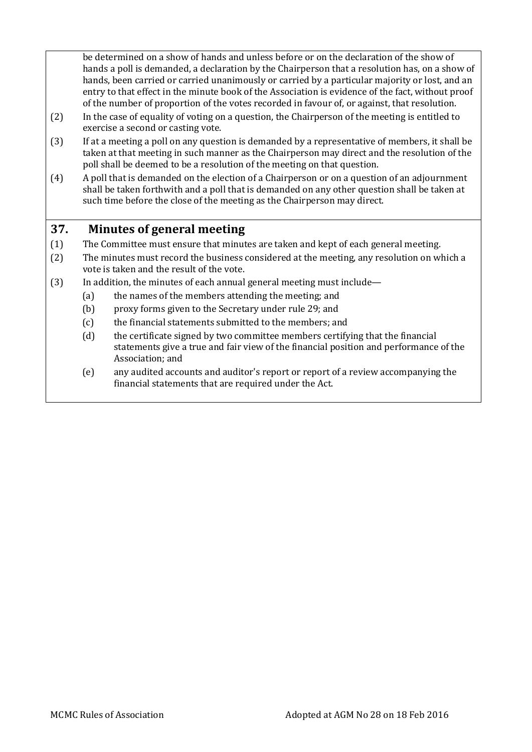be determined on a show of hands and unless before or on the declaration of the show of hands a poll is demanded, a declaration by the Chairperson that a resolution has, on a show of hands, been carried or carried unanimously or carried by a particular majority or lost, and an entry to that effect in the minute book of the Association is evidence of the fact, without proof of the number of proportion of the votes recorded in favour of, or against, that resolution.

(2) In the case of equality of voting on a question, the Chairperson of the meeting is entitled to exercise a second or casting vote.

(3) If at a meeting a poll on any question is demanded by a representative of members, it shall be taken at that meeting in such manner as the Chairperson may direct and the resolution of the poll shall be deemed to be a resolution of the meeting on that question.

(4) A poll that is demanded on the election of a Chairperson or on a question of an adjournment shall be taken forthwith and a poll that is demanded on any other question shall be taken at such time before the close of the meeting as the Chairperson may direct.

## 37. Minutes of general meeting

(1) The Committee must ensure that minutes are taken and kept of each general meeting.

(2) The minutes must record the business considered at the meeting, any resolution on which a vote is taken and the result of the vote.

(3) In addition, the minutes of each annual general meeting must include—

   (a) the names of the members attending the meeting; and

   (b) proxy forms given to the Secretary under rule 29; and

   (c) the financial statements submitted to the members; and

   (d) the certificate signed by two committee members certifying that the financial statements give a true and fair view of the financial position and performance of the Association; and

   (e) any audited accounts and auditor's report or report of a review accompanying the financial statements that are required under the Act.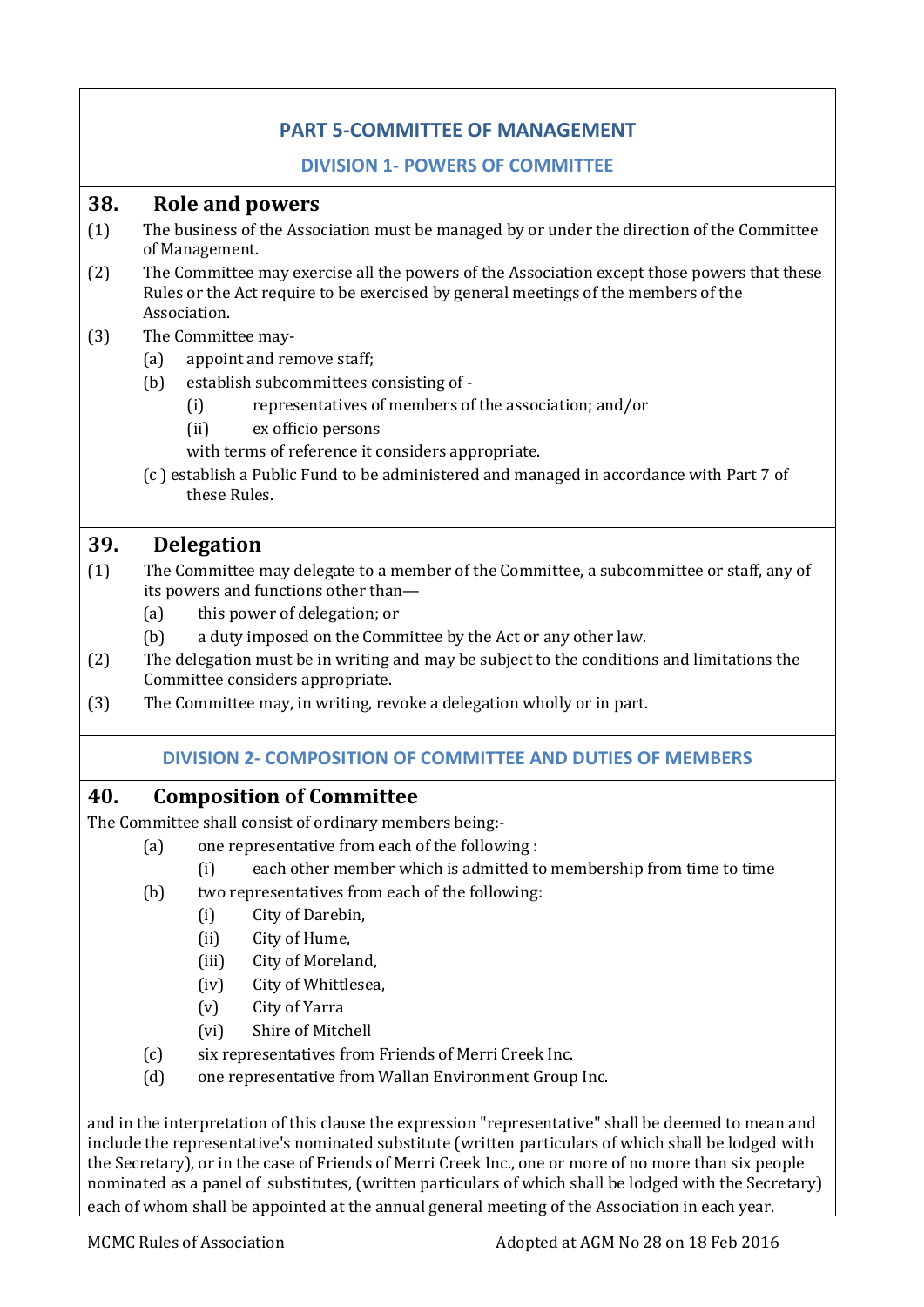## PART 5-COMMITTEE OF MANAGEMENT

### DIVISION 1- POWERS OF COMMITTEE

### 38. Role and powers

(1) The business of the Association must be managed by or under the direction of the Committee of Management.

(2) The Committee may exercise all the powers of the Association except those powers that these Rules or the Act require to be exercised by general meetings of the members of the Association.

(3) The Committee may-

- (a) appoint and remove staff;
- (b) establish subcommittees consisting of -
  - (i) representatives of members of the association; and/or
  - (ii) ex officio persons

  with terms of reference it considers appropriate.
- (c ) establish a Public Fund to be administered and managed in accordance with Part 7 of these Rules.

### 39. Delegation

(1) The Committee may delegate to a member of the Committee, a subcommittee or staff, any of its powers and functions other than—

- (a) this power of delegation; or
- (b) a duty imposed on the Committee by the Act or any other law.

(2) The delegation must be in writing and may be subject to the conditions and limitations the Committee considers appropriate.

(3) The Committee may, in writing, revoke a delegation wholly or in part.

### DIVISION 2- COMPOSITION OF COMMITTEE AND DUTIES OF MEMBERS

### 40. Composition of Committee

The Committee shall consist of ordinary members being:-

- (a) one representative from each of the following :
  - (i) each other member which is admitted to membership from time to time
- (b) two representatives from each of the following:
  - (i) City of Darebin,
  - (ii) City of Hume,
  - (iii) City of Moreland,
  - (iv) City of Whittlesea,
  - (v) City of Yarra
  - (vi) Shire of Mitchell
- (c) six representatives from Friends of Merri Creek Inc.
- (d) one representative from Wallan Environment Group Inc.

and in the interpretation of this clause the expression "representative" shall be deemed to mean and include the representative's nominated substitute (written particulars of which shall be lodged with the Secretary), or in the case of Friends of Merri Creek Inc., one or more of no more than six people nominated as a panel of substitutes, (written particulars of which shall be lodged with the Secretary) each of whom shall be appointed at the annual general meeting of the Association in each year.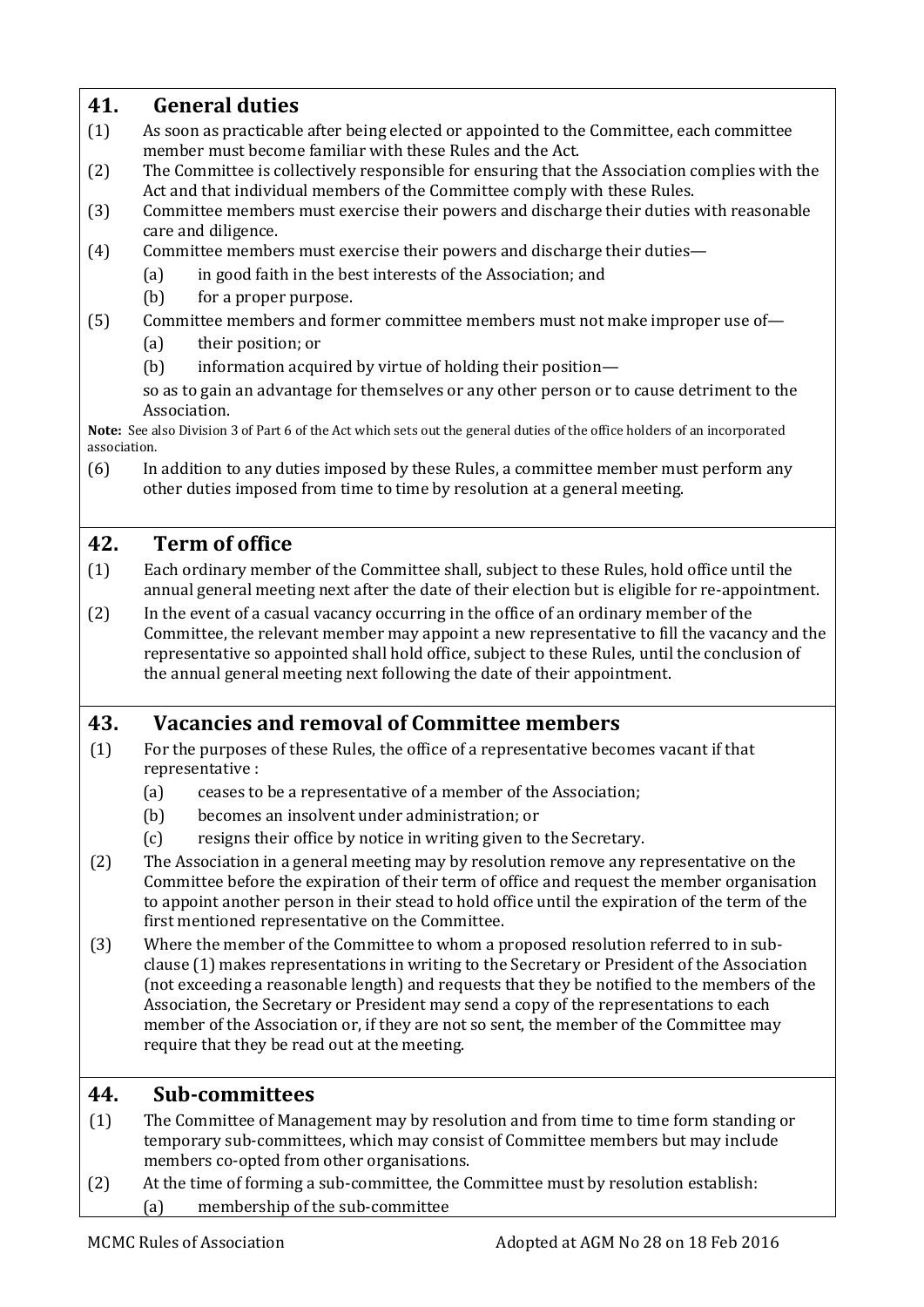## 41. General duties

(1) As soon as practicable after being elected or appointed to the Committee, each committee member must become familiar with these Rules and the Act.

(2) The Committee is collectively responsible for ensuring that the Association complies with the Act and that individual members of the Committee comply with these Rules.

(3) Committee members must exercise their powers and discharge their duties with reasonable care and diligence.

(4) Committee members must exercise their powers and discharge their duties—

- (a) in good faith in the best interests of the Association; and
- (b) for a proper purpose.

(5) Committee members and former committee members must not make improper use of—

- (a) their position; or
- (b) information acquired by virtue of holding their position—

so as to gain an advantage for themselves or any other person or to cause detriment to the Association.

**Note:** See also Division 3 of Part 6 of the Act which sets out the general duties of the office holders of an incorporated association.

(6) In addition to any duties imposed by these Rules, a committee member must perform any other duties imposed from time to time by resolution at a general meeting.

## 42. Term of office

(1) Each ordinary member of the Committee shall, subject to these Rules, hold office until the annual general meeting next after the date of their election but is eligible for re-appointment.

(2) In the event of a casual vacancy occurring in the office of an ordinary member of the Committee, the relevant member may appoint a new representative to fill the vacancy and the representative so appointed shall hold office, subject to these Rules, until the conclusion of the annual general meeting next following the date of their appointment.

## 43. Vacancies and removal of Committee members

(1) For the purposes of these Rules, the office of a representative becomes vacant if that representative :

- (a) ceases to be a representative of a member of the Association;
- (b) becomes an insolvent under administration; or
- (c) resigns their office by notice in writing given to the Secretary.

(2) The Association in a general meeting may by resolution remove any representative on the Committee before the expiration of their term of office and request the member organisation to appoint another person in their stead to hold office until the expiration of the term of the first mentioned representative on the Committee.

(3) Where the member of the Committee to whom a proposed resolution referred to in sub-clause (1) makes representations in writing to the Secretary or President of the Association (not exceeding a reasonable length) and requests that they be notified to the members of the Association, the Secretary or President may send a copy of the representations to each member of the Association or, if they are not so sent, the member of the Committee may require that they be read out at the meeting.

## 44. Sub-committees

(1) The Committee of Management may by resolution and from time to time form standing or temporary sub-committees, which may consist of Committee members but may include members co-opted from other organisations.

(2) At the time of forming a sub-committee, the Committee must by resolution establish:

- (a) membership of the sub-committee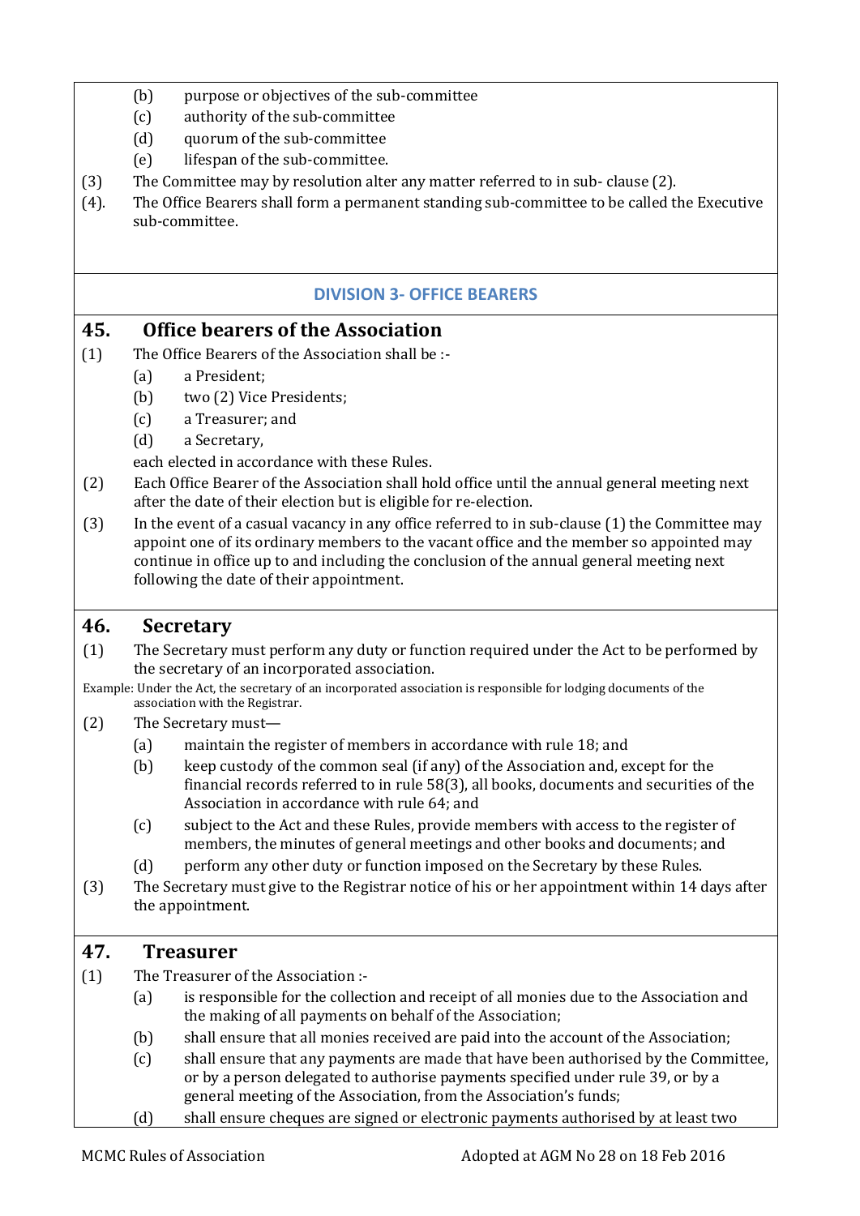(b) purpose or objectives of the sub-committee

(c) authority of the sub-committee

(d) quorum of the sub-committee

(e) lifespan of the sub-committee.

(3) The Committee may by resolution alter any matter referred to in sub- clause (2).

(4). The Office Bearers shall form a permanent standing sub-committee to be called the Executive sub-committee.

## DIVISION 3- OFFICE BEARERS

### 45. Office bearers of the Association

(1) The Office Bearers of the Association shall be :-

- (a) a President;
- (b) two (2) Vice Presidents;
- (c) a Treasurer; and
- (d) a Secretary,

each elected in accordance with these Rules.

(2) Each Office Bearer of the Association shall hold office until the annual general meeting next after the date of their election but is eligible for re-election.

(3) In the event of a casual vacancy in any office referred to in sub-clause (1) the Committee may appoint one of its ordinary members to the vacant office and the member so appointed may continue in office up to and including the conclusion of the annual general meeting next following the date of their appointment.

### 46. Secretary

(1) The Secretary must perform any duty or function required under the Act to be performed by the secretary of an incorporated association.

Example: Under the Act, the secretary of an incorporated association is responsible for lodging documents of the association with the Registrar.

(2) The Secretary must—

- (a) maintain the register of members in accordance with rule 18; and
- (b) keep custody of the common seal (if any) of the Association and, except for the financial records referred to in rule 58(3), all books, documents and securities of the Association in accordance with rule 64; and
- (c) subject to the Act and these Rules, provide members with access to the register of members, the minutes of general meetings and other books and documents; and
- (d) perform any other duty or function imposed on the Secretary by these Rules.

(3) The Secretary must give to the Registrar notice of his or her appointment within 14 days after the appointment.

### 47. Treasurer

(1) The Treasurer of the Association :-

- (a) is responsible for the collection and receipt of all monies due to the Association and the making of all payments on behalf of the Association;
- (b) shall ensure that all monies received are paid into the account of the Association;
- (c) shall ensure that any payments are made that have been authorised by the Committee, or by a person delegated to authorise payments specified under rule 39, or by a general meeting of the Association, from the Association's funds;
- (d) shall ensure cheques are signed or electronic payments authorised by at least two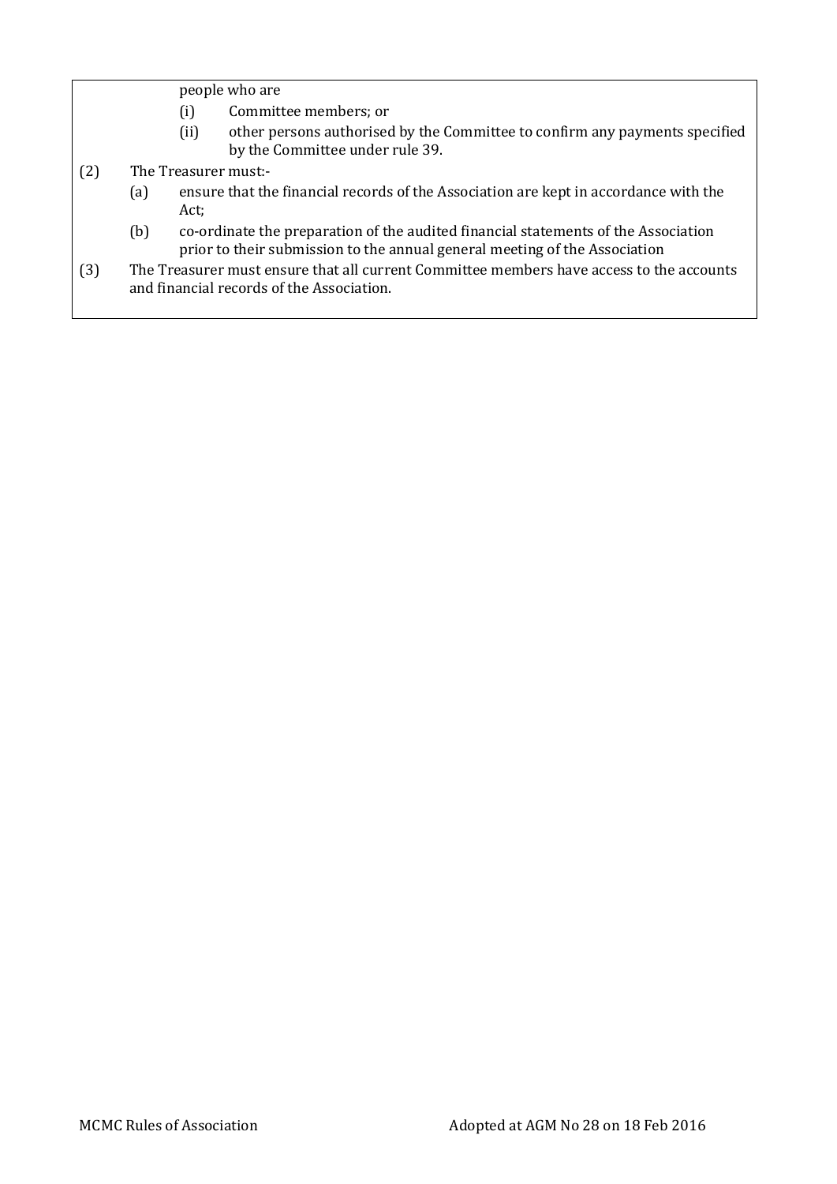people who are

(i) Committee members; or

(ii) other persons authorised by the Committee to confirm any payments specified by the Committee under rule 39.

(2) The Treasurer must:-

(a) ensure that the financial records of the Association are kept in accordance with the Act;

(b) co-ordinate the preparation of the audited financial statements of the Association prior to their submission to the annual general meeting of the Association

(3) The Treasurer must ensure that all current Committee members have access to the accounts and financial records of the Association.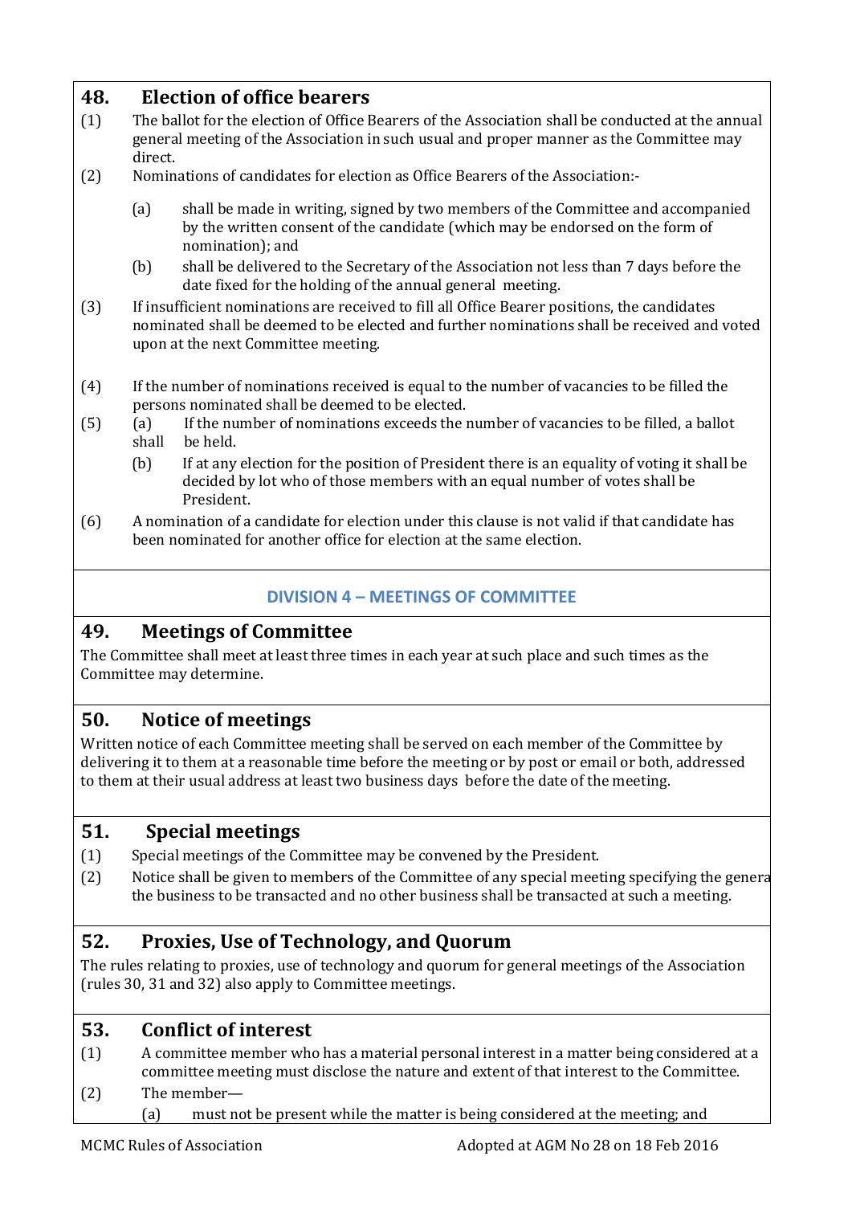## 48. Election of office bearers

(1) The ballot for the election of Office Bearers of the Association shall be conducted at the annual general meeting of the Association in such usual and proper manner as the Committee may direct.

(2) Nominations of candidates for election as Office Bearers of the Association:-

  (a) shall be made in writing, signed by two members of the Committee and accompanied by the written consent of the candidate (which may be endorsed on the form of nomination); and

  (b) shall be delivered to the Secretary of the Association not less than 7 days before the date fixed for the holding of the annual general meeting.

(3) If insufficient nominations are received to fill all Office Bearer positions, the candidates nominated shall be deemed to be elected and further nominations shall be received and voted upon at the next Committee meeting.

(4) If the number of nominations received is equal to the number of vacancies to be filled the persons nominated shall be deemed to be elected.

(5) (a) If the number of nominations exceeds the number of vacancies to be filled, a ballot shall be held.

  (b) If at any election for the position of President there is an equality of voting it shall be decided by lot who of those members with an equal number of votes shall be President.

(6) A nomination of a candidate for election under this clause is not valid if that candidate has been nominated for another office for election at the same election.

### DIVISION 4 – MEETINGS OF COMMITTEE

## 49. Meetings of Committee

The Committee shall meet at least three times in each year at such place and such times as the Committee may determine.

## 50. Notice of meetings

Written notice of each Committee meeting shall be served on each member of the Committee by delivering it to them at a reasonable time before the meeting or by post or email or both, addressed to them at their usual address at least two business days before the date of the meeting.

## 51. Special meetings

(1) Special meetings of the Committee may be convened by the President.

(2) Notice shall be given to members of the Committee of any special meeting specifying the genera the business to be transacted and no other business shall be transacted at such a meeting.

## 52. Proxies, Use of Technology, and Quorum

The rules relating to proxies, use of technology and quorum for general meetings of the Association (rules 30, 31 and 32) also apply to Committee meetings.

## 53. Conflict of interest

(1) A committee member who has a material personal interest in a matter being considered at a committee meeting must disclose the nature and extent of that interest to the Committee.

(2) The member—

  (a) must not be present while the matter is being considered at the meeting; and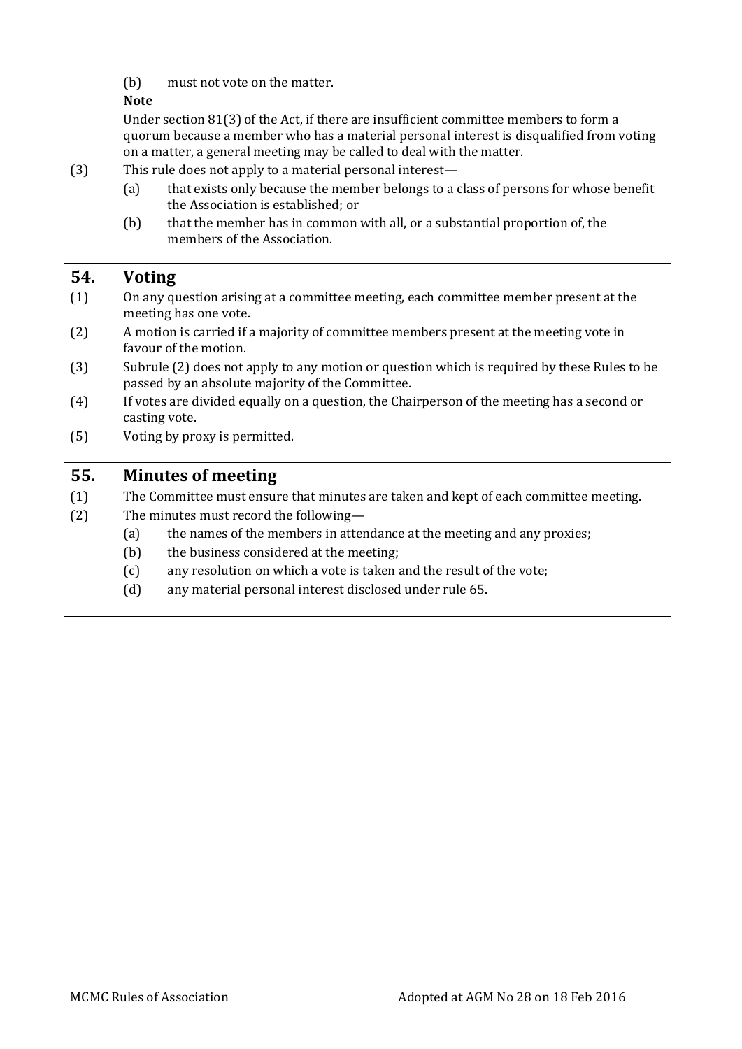(b) must not vote on the matter.

**Note**

Under section 81(3) of the Act, if there are insufficient committee members to form a quorum because a member who has a material personal interest is disqualified from voting on a matter, a general meeting may be called to deal with the matter.

(3) This rule does not apply to a material personal interest—

(a) that exists only because the member belongs to a class of persons for whose benefit the Association is established; or

(b) that the member has in common with all, or a substantial proportion of, the members of the Association.

## 54. Voting

(1) On any question arising at a committee meeting, each committee member present at the meeting has one vote.

(2) A motion is carried if a majority of committee members present at the meeting vote in favour of the motion.

(3) Subrule (2) does not apply to any motion or question which is required by these Rules to be passed by an absolute majority of the Committee.

(4) If votes are divided equally on a question, the Chairperson of the meeting has a second or casting vote.

(5) Voting by proxy is permitted.

## 55. Minutes of meeting

(1) The Committee must ensure that minutes are taken and kept of each committee meeting.

(2) The minutes must record the following—

(a) the names of the members in attendance at the meeting and any proxies;

(b) the business considered at the meeting;

(c) any resolution on which a vote is taken and the result of the vote;

(d) any material personal interest disclosed under rule 65.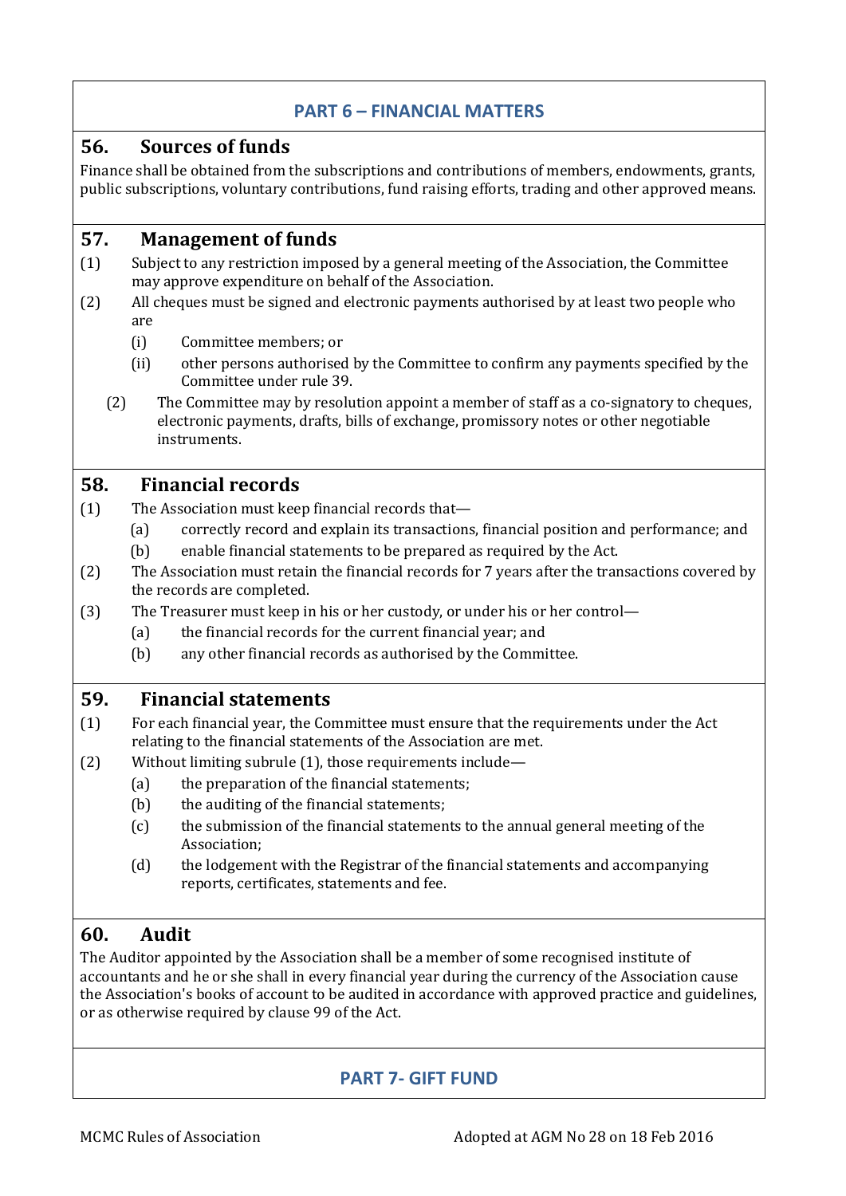## PART 6 – FINANCIAL MATTERS

### 56. Sources of funds

Finance shall be obtained from the subscriptions and contributions of members, endowments, grants, public subscriptions, voluntary contributions, fund raising efforts, trading and other approved means.

### 57. Management of funds

(1) Subject to any restriction imposed by a general meeting of the Association, the Committee may approve expenditure on behalf of the Association.

(2) All cheques must be signed and electronic payments authorised by at least two people who are

- (i) Committee members; or
- (ii) other persons authorised by the Committee to confirm any payments specified by the Committee under rule 39.

(2) The Committee may by resolution appoint a member of staff as a co-signatory to cheques, electronic payments, drafts, bills of exchange, promissory notes or other negotiable instruments.

### 58. Financial records

(1) The Association must keep financial records that—

- (a) correctly record and explain its transactions, financial position and performance; and
- (b) enable financial statements to be prepared as required by the Act.

(2) The Association must retain the financial records for 7 years after the transactions covered by the records are completed.

(3) The Treasurer must keep in his or her custody, or under his or her control—

- (a) the financial records for the current financial year; and
- (b) any other financial records as authorised by the Committee.

### 59. Financial statements

(1) For each financial year, the Committee must ensure that the requirements under the Act relating to the financial statements of the Association are met.

(2) Without limiting subrule (1), those requirements include—

- (a) the preparation of the financial statements;
- (b) the auditing of the financial statements;
- (c) the submission of the financial statements to the annual general meeting of the Association;
- (d) the lodgement with the Registrar of the financial statements and accompanying reports, certificates, statements and fee.

### 60. Audit

The Auditor appointed by the Association shall be a member of some recognised institute of accountants and he or she shall in every financial year during the currency of the Association cause the Association's books of account to be audited in accordance with approved practice and guidelines, or as otherwise required by clause 99 of the Act.

## PART 7- GIFT FUND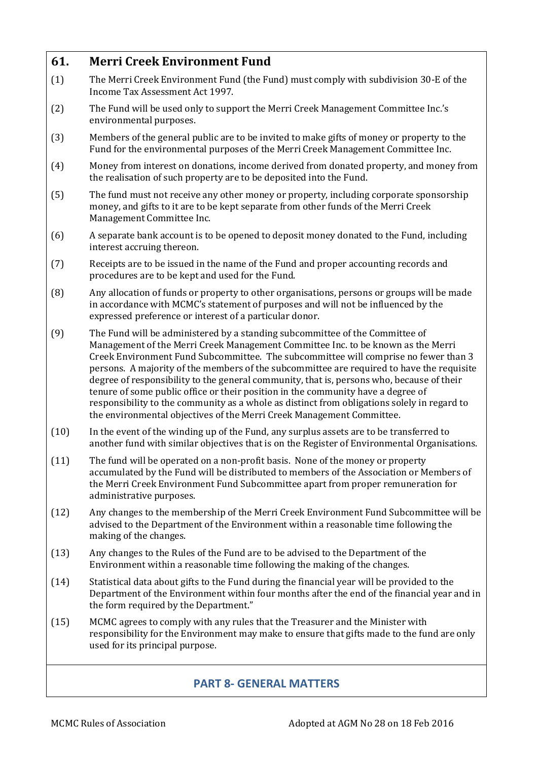## 61. Merri Creek Environment Fund

(1) The Merri Creek Environment Fund (the Fund) must comply with subdivision 30-E of the Income Tax Assessment Act 1997.

(2) The Fund will be used only to support the Merri Creek Management Committee Inc.'s environmental purposes.

(3) Members of the general public are to be invited to make gifts of money or property to the Fund for the environmental purposes of the Merri Creek Management Committee Inc.

(4) Money from interest on donations, income derived from donated property, and money from the realisation of such property are to be deposited into the Fund.

(5) The fund must not receive any other money or property, including corporate sponsorship money, and gifts to it are to be kept separate from other funds of the Merri Creek Management Committee Inc.

(6) A separate bank account is to be opened to deposit money donated to the Fund, including interest accruing thereon.

(7) Receipts are to be issued in the name of the Fund and proper accounting records and procedures are to be kept and used for the Fund.

(8) Any allocation of funds or property to other organisations, persons or groups will be made in accordance with MCMC's statement of purposes and will not be influenced by the expressed preference or interest of a particular donor.

(9) The Fund will be administered by a standing subcommittee of the Committee of Management of the Merri Creek Management Committee Inc. to be known as the Merri Creek Environment Fund Subcommittee. The subcommittee will comprise no fewer than 3 persons. A majority of the members of the subcommittee are required to have the requisite degree of responsibility to the general community, that is, persons who, because of their tenure of some public office or their position in the community have a degree of responsibility to the community as a whole as distinct from obligations solely in regard to the environmental objectives of the Merri Creek Management Committee.

(10) In the event of the winding up of the Fund, any surplus assets are to be transferred to another fund with similar objectives that is on the Register of Environmental Organisations.

(11) The fund will be operated on a non-profit basis. None of the money or property accumulated by the Fund will be distributed to members of the Association or Members of the Merri Creek Environment Fund Subcommittee apart from proper remuneration for administrative purposes.

(12) Any changes to the membership of the Merri Creek Environment Fund Subcommittee will be advised to the Department of the Environment within a reasonable time following the making of the changes.

(13) Any changes to the Rules of the Fund are to be advised to the Department of the Environment within a reasonable time following the making of the changes.

(14) Statistical data about gifts to the Fund during the financial year will be provided to the Department of the Environment within four months after the end of the financial year and in the form required by the Department."

(15) MCMC agrees to comply with any rules that the Treasurer and the Minister with responsibility for the Environment may make to ensure that gifts made to the fund are only used for its principal purpose.

# PART 8- GENERAL MATTERS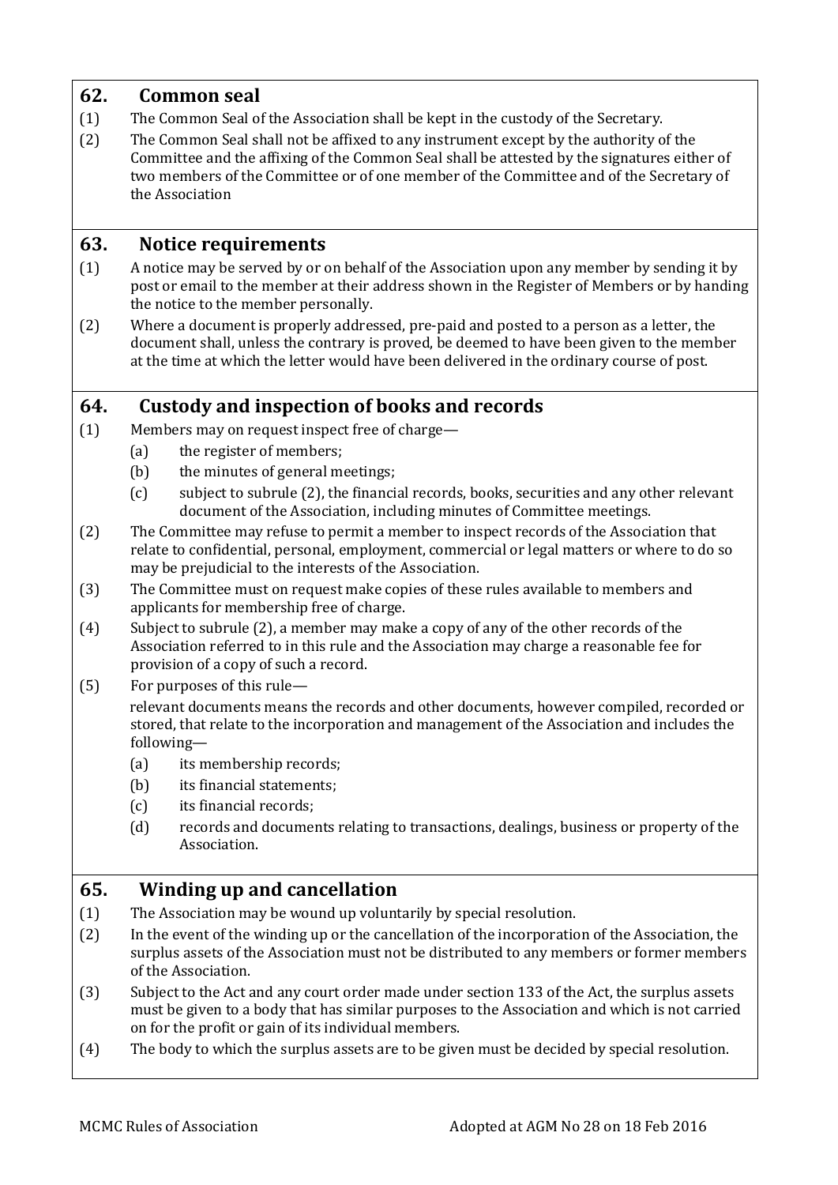## 62. Common seal

(1) The Common Seal of the Association shall be kept in the custody of the Secretary.

(2) The Common Seal shall not be affixed to any instrument except by the authority of the Committee and the affixing of the Common Seal shall be attested by the signatures either of two members of the Committee or of one member of the Committee and of the Secretary of the Association

## 63. Notice requirements

(1) A notice may be served by or on behalf of the Association upon any member by sending it by post or email to the member at their address shown in the Register of Members or by handing the notice to the member personally.

(2) Where a document is properly addressed, pre-paid and posted to a person as a letter, the document shall, unless the contrary is proved, be deemed to have been given to the member at the time at which the letter would have been delivered in the ordinary course of post.

## 64. Custody and inspection of books and records

(1) Members may on request inspect free of charge—

- (a) the register of members;
- (b) the minutes of general meetings;
- (c) subject to subrule (2), the financial records, books, securities and any other relevant document of the Association, including minutes of Committee meetings.

(2) The Committee may refuse to permit a member to inspect records of the Association that relate to confidential, personal, employment, commercial or legal matters or where to do so may be prejudicial to the interests of the Association.

(3) The Committee must on request make copies of these rules available to members and applicants for membership free of charge.

(4) Subject to subrule (2), a member may make a copy of any of the other records of the Association referred to in this rule and the Association may charge a reasonable fee for provision of a copy of such a record.

(5) For purposes of this rule—

relevant documents means the records and other documents, however compiled, recorded or stored, that relate to the incorporation and management of the Association and includes the following—

- (a) its membership records;
- (b) its financial statements;
- (c) its financial records;
- (d) records and documents relating to transactions, dealings, business or property of the Association.

## 65. Winding up and cancellation

(1) The Association may be wound up voluntarily by special resolution.

(2) In the event of the winding up or the cancellation of the incorporation of the Association, the surplus assets of the Association must not be distributed to any members or former members of the Association.

(3) Subject to the Act and any court order made under section 133 of the Act, the surplus assets must be given to a body that has similar purposes to the Association and which is not carried on for the profit or gain of its individual members.

(4) The body to which the surplus assets are to be given must be decided by special resolution.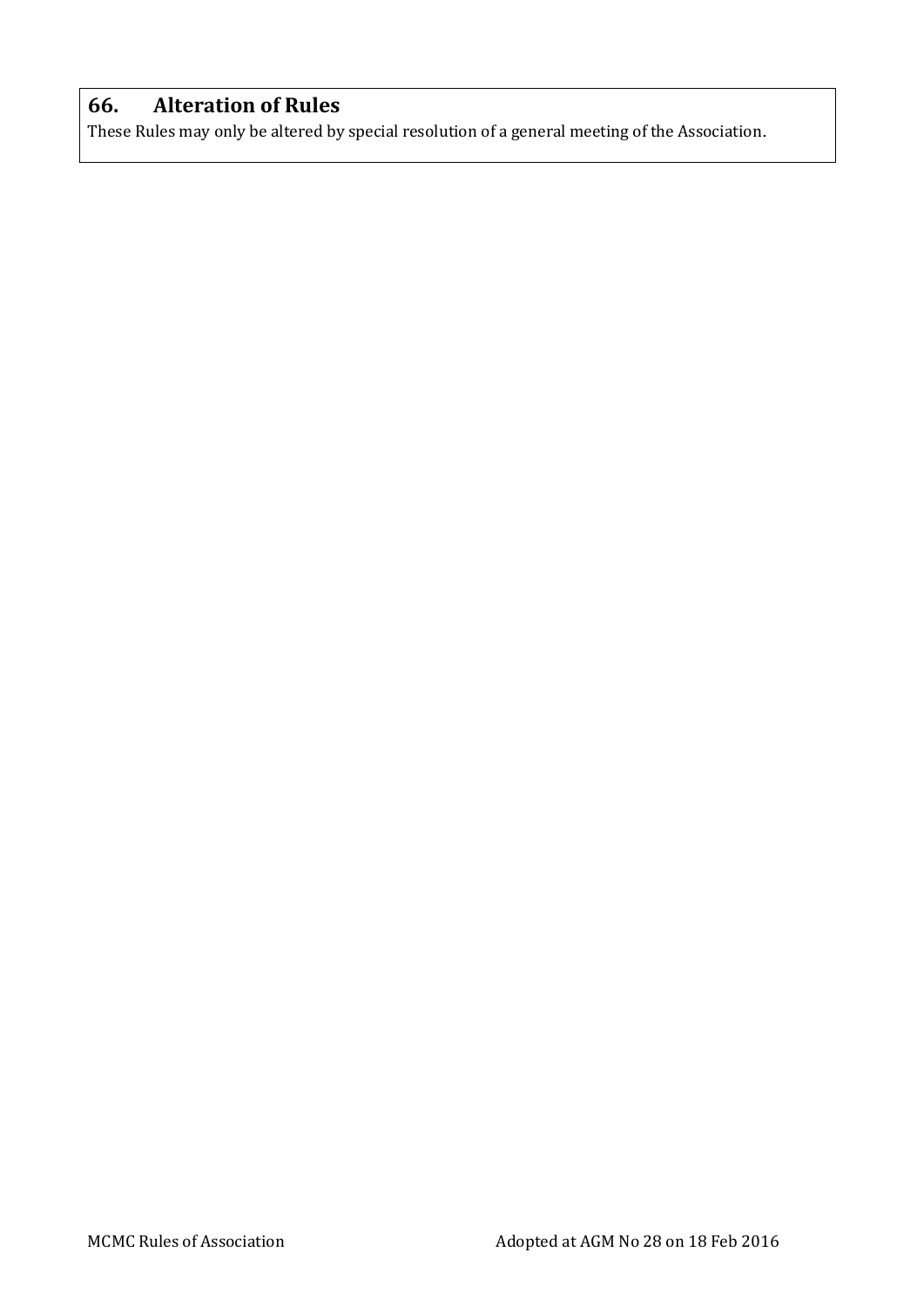## 66. Alteration of Rules

These Rules may only be altered by special resolution of a general meeting of the Association.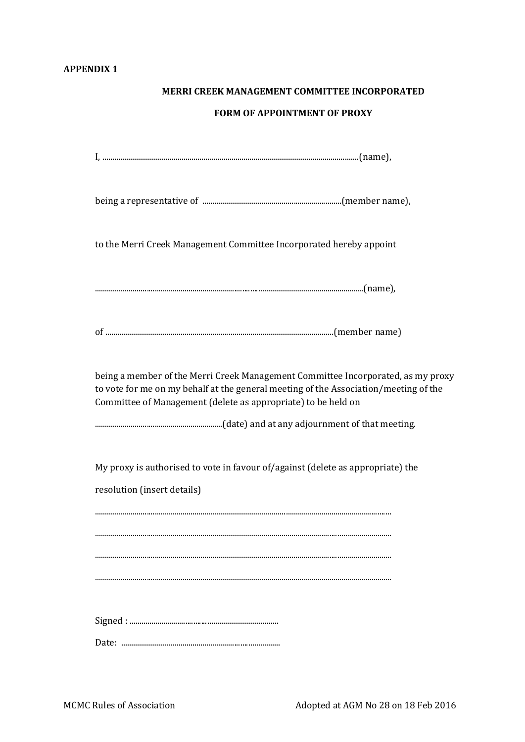**APPENDIX 1**

**MERRI CREEK MANAGEMENT COMMITTEE INCORPORATED**

**FORM OF APPOINTMENT OF PROXY**

I, ..................................................................................................................................(name),

being a representative of ......................................................................(member name),

to the Merri Creek Management Committee Incorporated hereby appoint

.....................................................................................................................................(name),

of ..................................................................................................................(member name)

being a member of the Merri Creek Management Committee Incorporated, as my proxy to vote for me on my behalf at the general meeting of the Association/meeting of the Committee of Management (delete as appropriate) to be held on

..................................................................(date) and at any adjournment of that meeting.

My proxy is authorised to vote in favour of/against (delete as appropriate) the

resolution (insert details)

.....................................................................................................................................................

.....................................................................................................................................................

.....................................................................................................................................................

.....................................................................................................................................................

Signed : ..........................................................................

Date: ...............................................................................

MCMC Rules of Association — Adopted at AGM No 28 on 18 Feb 2016